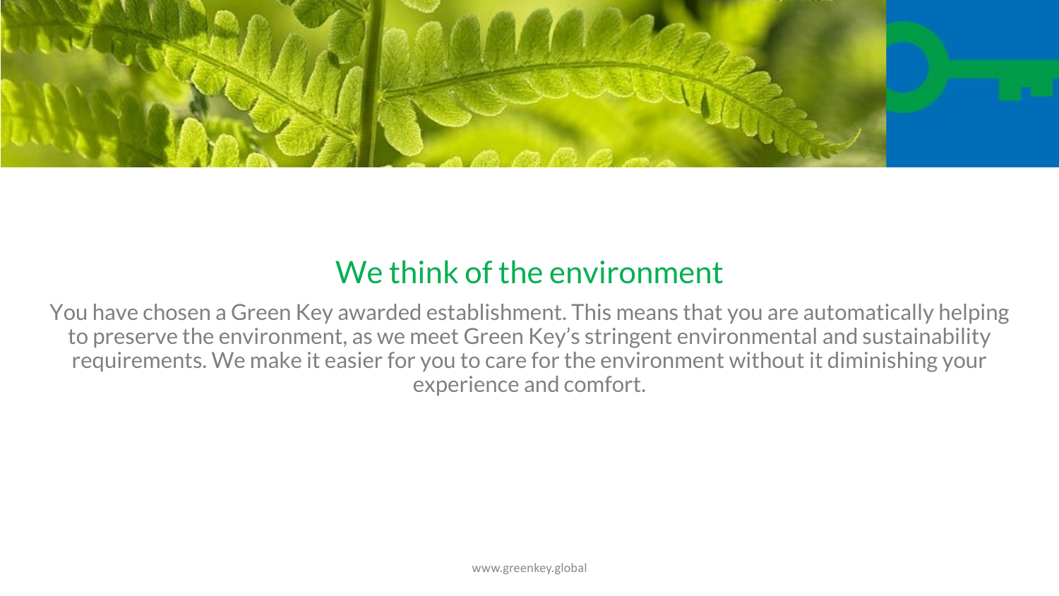# We think of the environment

You have chosen a Green Key awarded establishment. This means that you are automatically helping to preserve the environment, as we meet Green Key's stringent environmental and sustainability requirements. We make it easier for you to care for the environment without it diminishing your experience and comfort.

www.greenkey.global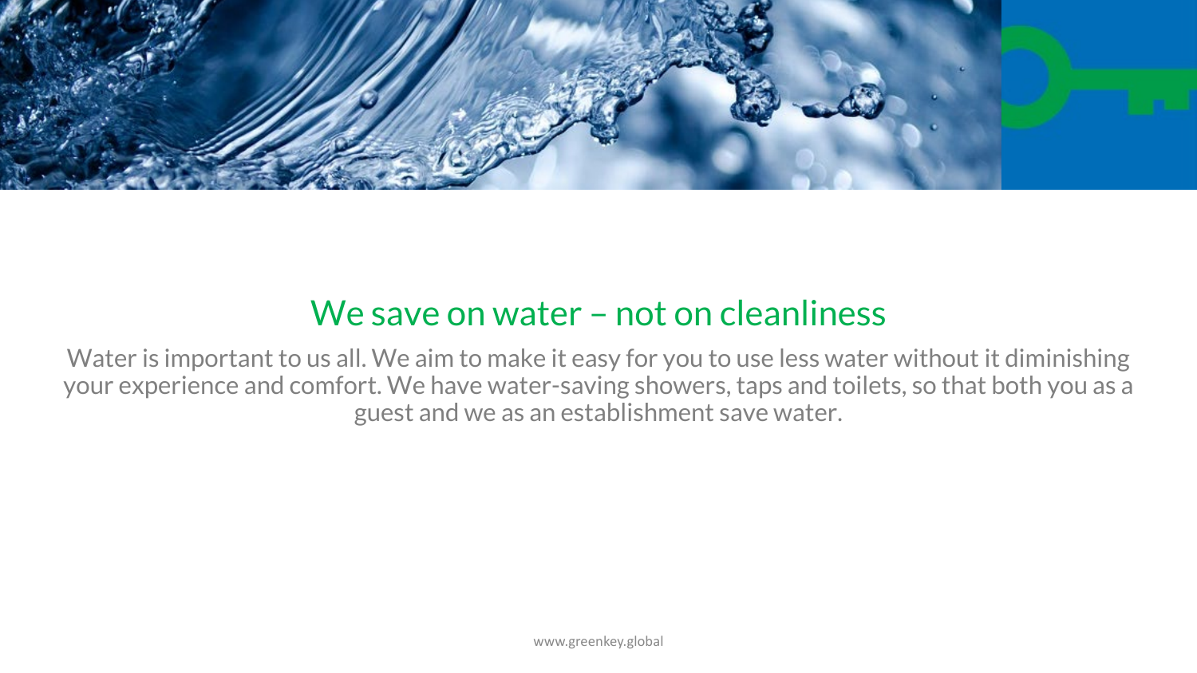## We save on water – not on cleanliness

Water is important to us all. We aim to make it easy for you to use less water without it diminishing your experience and comfort. We have water-saving showers, taps and toilets, so that both you as a guest and we as an establishment save water.

www.greenkey.global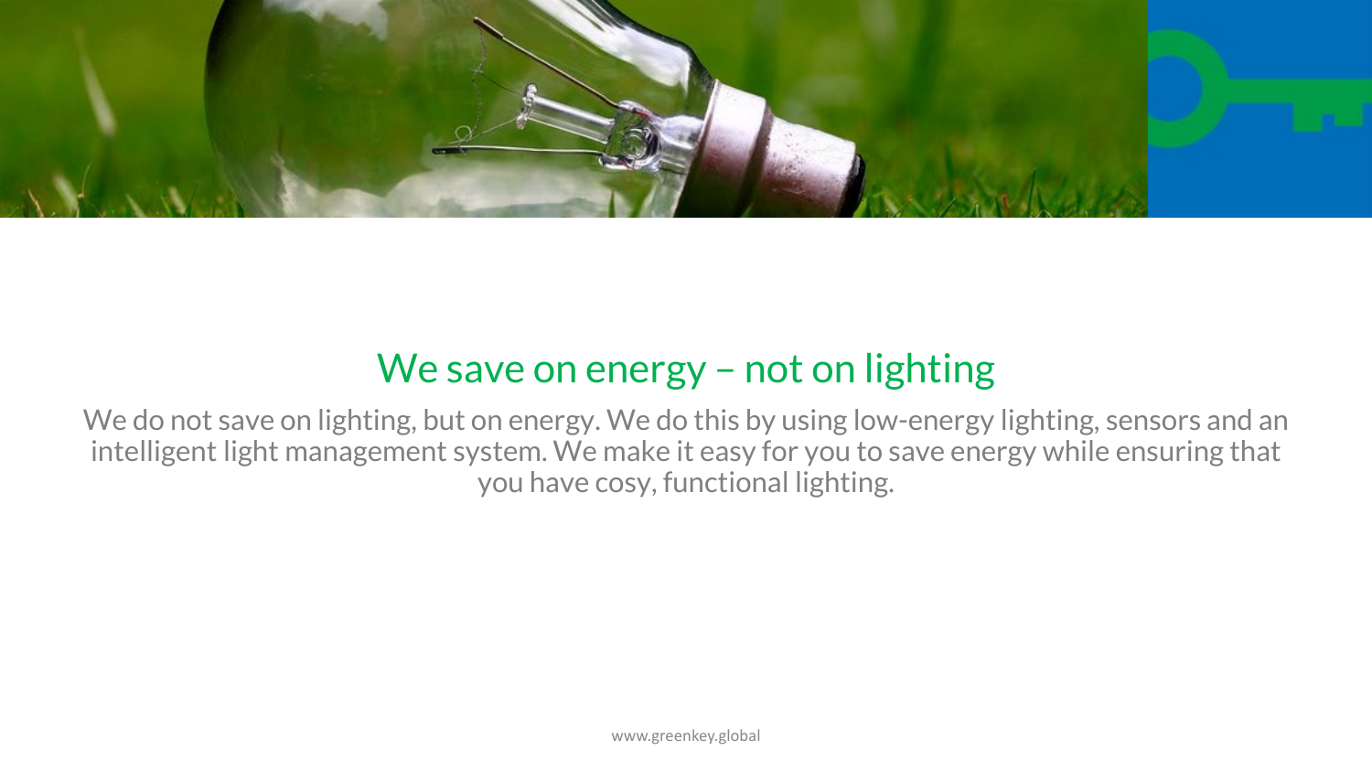## We save on energy – not on lighting

We do not save on lighting, but on energy. We do this by using low-energy lighting, sensors and an intelligent light management system. We make it easy for you to save energy while ensuring that you have cosy, functional lighting.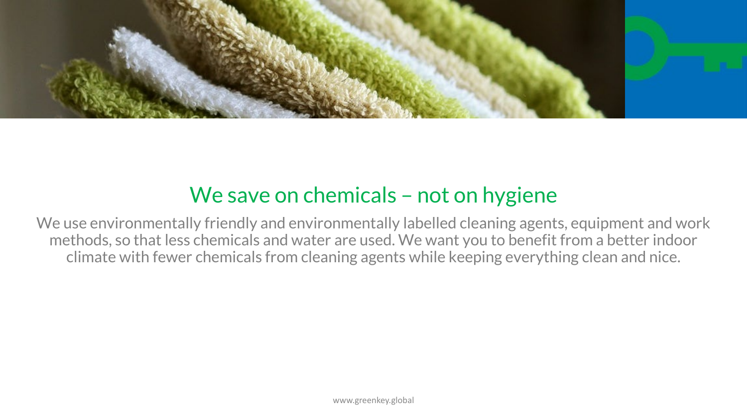## We save on chemicals – not on hygiene

We use environmentally friendly and environmentally labelled cleaning agents, equipment and work methods, so that less chemicals and water are used. We want you to benefit from a better indoor climate with fewer chemicals from cleaning agents while keeping everything clean and nice.

www.greenkey.global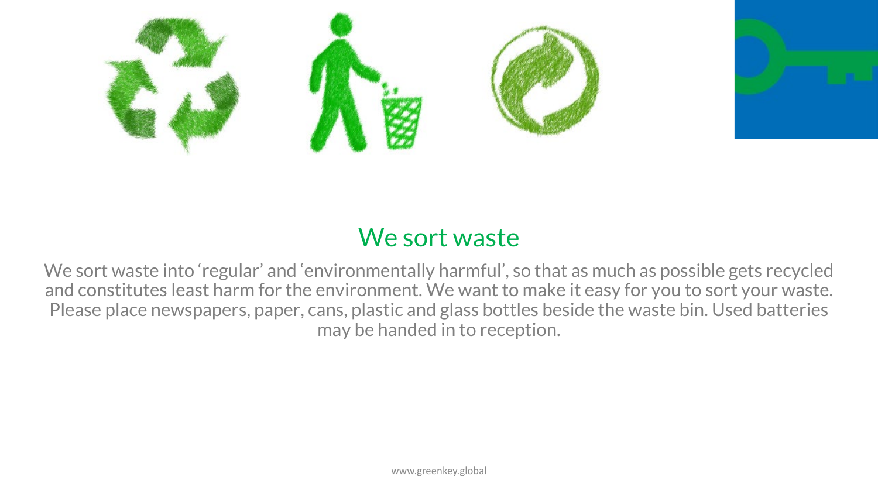## We sort waste

We sort waste into ‘regular’ and ‘environmentally harmful’, so that as much as possible gets recycled and constitutes least harm for the environment. We want to make it easy for you to sort your waste. Please place newspapers, paper, cans, plastic and glass bottles beside the waste bin. Used batteries may be handed in to reception.

www.greenkey.global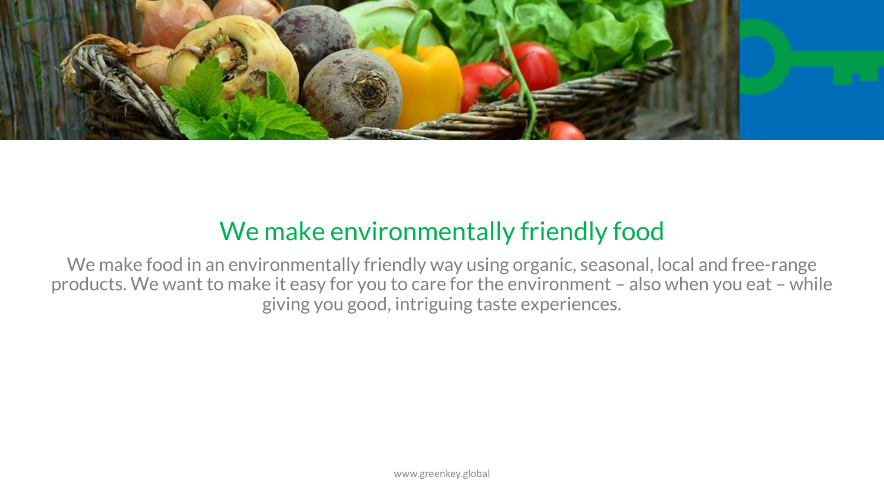## We make environmentally friendly food

We make food in an environmentally friendly way using organic, seasonal, local and free-range products. We want to make it easy for you to care for the environment – also when you eat – while giving you good, intriguing taste experiences.

www.greenkey.global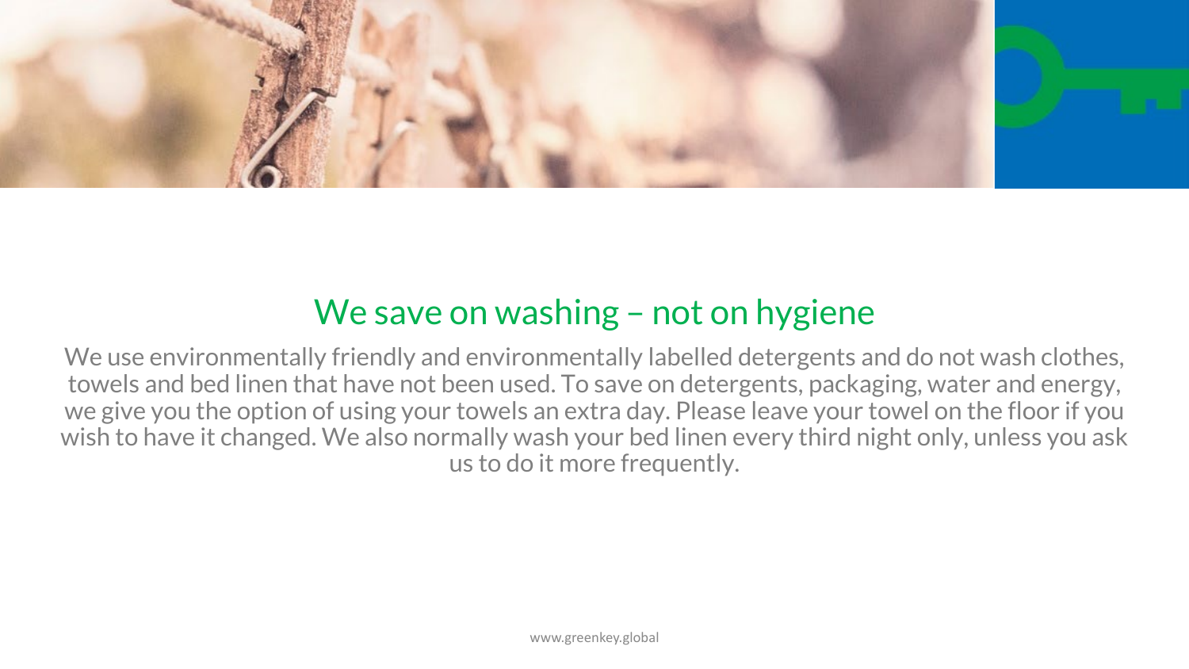## We save on washing – not on hygiene

We use environmentally friendly and environmentally labelled detergents and do not wash clothes, towels and bed linen that have not been used. To save on detergents, packaging, water and energy, we give you the option of using your towels an extra day. Please leave your towel on the floor if you wish to have it changed. We also normally wash your bed linen every third night only, unless you ask us to do it more frequently.

www.greenkey.global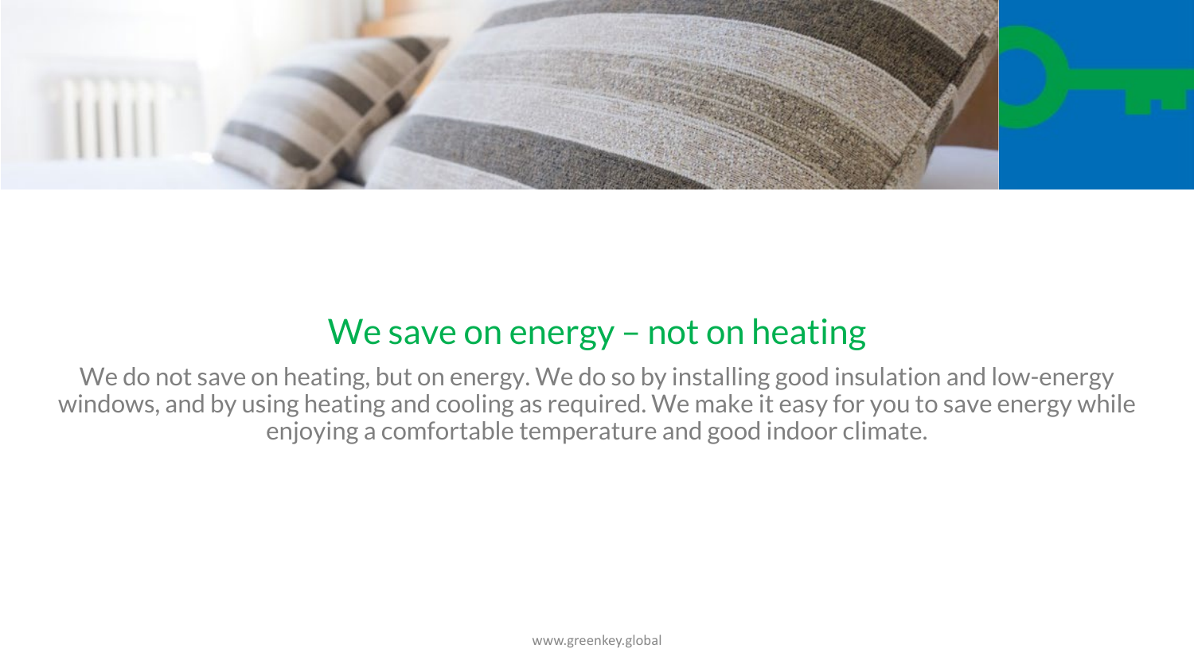## We save on energy – not on heating

We do not save on heating, but on energy. We do so by installing good insulation and low-energy windows, and by using heating and cooling as required. We make it easy for you to save energy while enjoying a comfortable temperature and good indoor climate.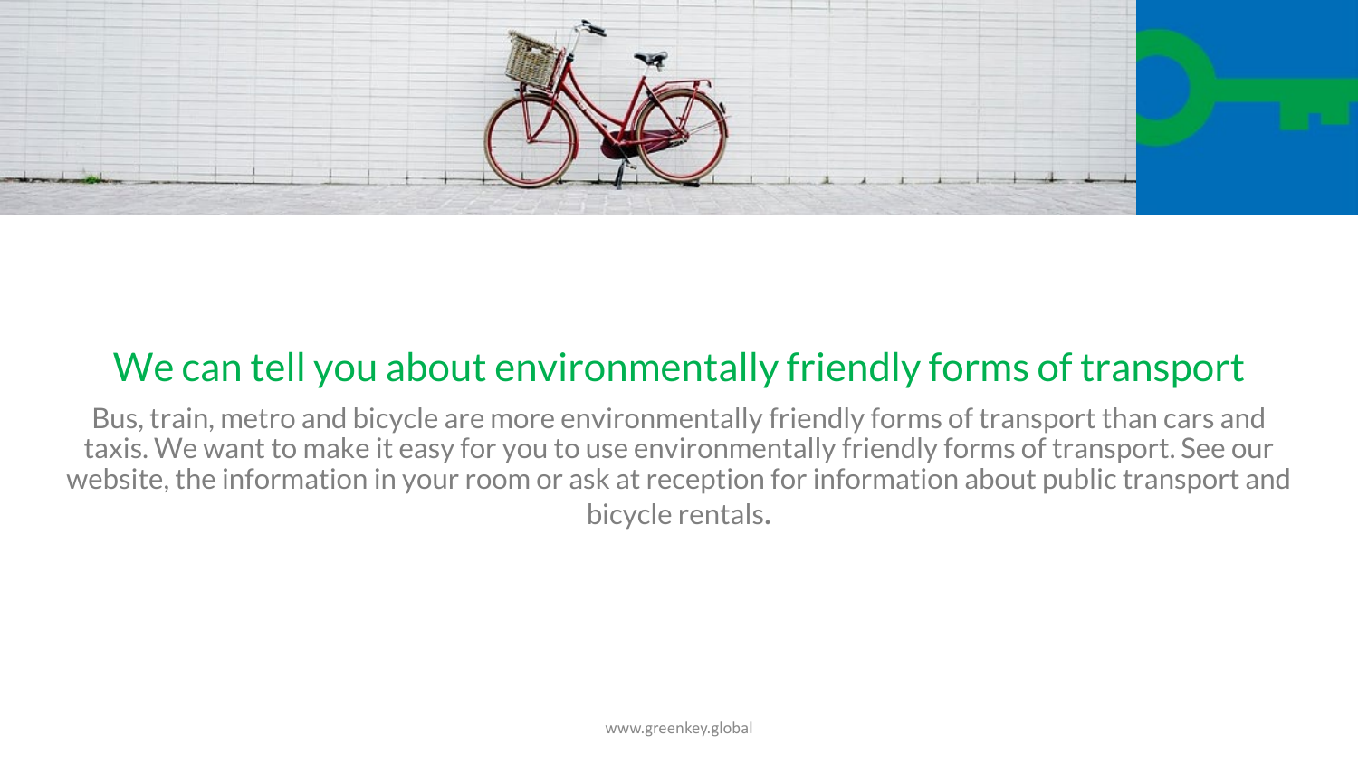## We can tell you about environmentally friendly forms of transport

Bus, train, metro and bicycle are more environmentally friendly forms of transport than cars and taxis. We want to make it easy for you to use environmentally friendly forms of transport. See our website, the information in your room or ask at reception for information about public transport and bicycle rentals.

www.greenkey.global